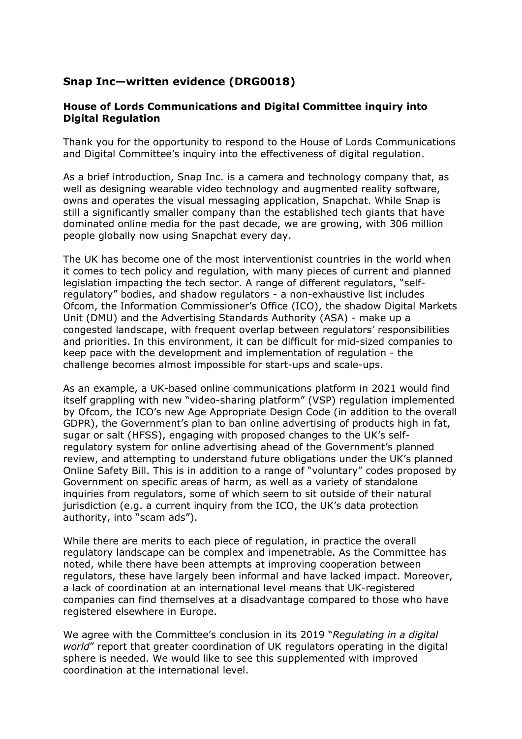## Snap Inc—written evidence (DRG0018)

### House of Lords Communications and Digital Committee inquiry into Digital Regulation

Thank you for the opportunity to respond to the House of Lords Communications and Digital Committee's inquiry into the effectiveness of digital regulation.

As a brief introduction, Snap Inc. is a camera and technology company that, as well as designing wearable video technology and augmented reality software, owns and operates the visual messaging application, Snapchat. While Snap is still a significantly smaller company than the established tech giants that have dominated online media for the past decade, we are growing, with 306 million people globally now using Snapchat every day.

The UK has become one of the most interventionist countries in the world when it comes to tech policy and regulation, with many pieces of current and planned legislation impacting the tech sector. A range of different regulators, "self-regulatory" bodies, and shadow regulators - a non-exhaustive list includes Ofcom, the Information Commissioner's Office (ICO), the shadow Digital Markets Unit (DMU) and the Advertising Standards Authority (ASA) - make up a congested landscape, with frequent overlap between regulators' responsibilities and priorities. In this environment, it can be difficult for mid-sized companies to keep pace with the development and implementation of regulation - the challenge becomes almost impossible for start-ups and scale-ups.

As an example, a UK-based online communications platform in 2021 would find itself grappling with new "video-sharing platform" (VSP) regulation implemented by Ofcom, the ICO's new Age Appropriate Design Code (in addition to the overall GDPR), the Government's plan to ban online advertising of products high in fat, sugar or salt (HFSS), engaging with proposed changes to the UK's self-regulatory system for online advertising ahead of the Government's planned review, and attempting to understand future obligations under the UK's planned Online Safety Bill. This is in addition to a range of "voluntary" codes proposed by Government on specific areas of harm, as well as a variety of standalone inquiries from regulators, some of which seem to sit outside of their natural jurisdiction (e.g. a current inquiry from the ICO, the UK's data protection authority, into "scam ads").

While there are merits to each piece of regulation, in practice the overall regulatory landscape can be complex and impenetrable. As the Committee has noted, while there have been attempts at improving cooperation between regulators, these have largely been informal and have lacked impact. Moreover, a lack of coordination at an international level means that UK-registered companies can find themselves at a disadvantage compared to those who have registered elsewhere in Europe.

We agree with the Committee's conclusion in its 2019 "*Regulating in a digital world*" report that greater coordination of UK regulators operating in the digital sphere is needed. We would like to see this supplemented with improved coordination at the international level.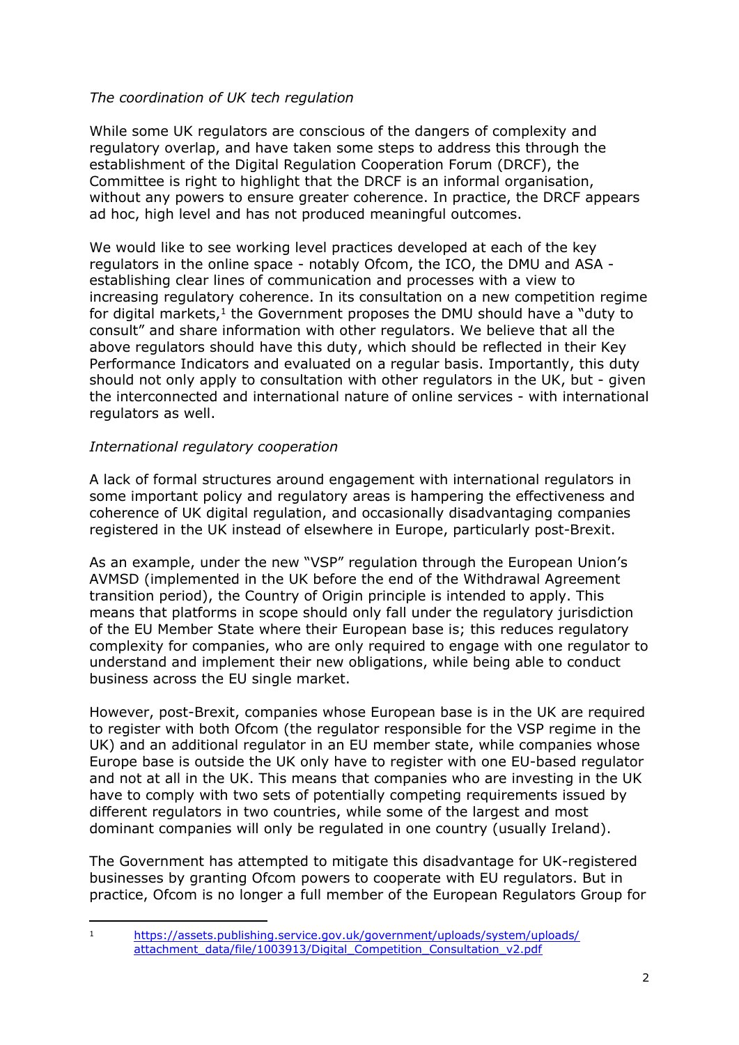*The coordination of UK tech regulation*

While some UK regulators are conscious of the dangers of complexity and regulatory overlap, and have taken some steps to address this through the establishment of the Digital Regulation Cooperation Forum (DRCF), the Committee is right to highlight that the DRCF is an informal organisation, without any powers to ensure greater coherence. In practice, the DRCF appears ad hoc, high level and has not produced meaningful outcomes.

We would like to see working level practices developed at each of the key regulators in the online space - notably Ofcom, the ICO, the DMU and ASA - establishing clear lines of communication and processes with a view to increasing regulatory coherence. In its consultation on a new competition regime for digital markets,[1] the Government proposes the DMU should have a "duty to consult" and share information with other regulators. We believe that all the above regulators should have this duty, which should be reflected in their Key Performance Indicators and evaluated on a regular basis. Importantly, this duty should not only apply to consultation with other regulators in the UK, but - given the interconnected and international nature of online services - with international regulators as well.

*International regulatory cooperation*

A lack of formal structures around engagement with international regulators in some important policy and regulatory areas is hampering the effectiveness and coherence of UK digital regulation, and occasionally disadvantaging companies registered in the UK instead of elsewhere in Europe, particularly post-Brexit.

As an example, under the new "VSP" regulation through the European Union's AVMSD (implemented in the UK before the end of the Withdrawal Agreement transition period), the Country of Origin principle is intended to apply. This means that platforms in scope should only fall under the regulatory jurisdiction of the EU Member State where their European base is; this reduces regulatory complexity for companies, who are only required to engage with one regulator to understand and implement their new obligations, while being able to conduct business across the EU single market.

However, post-Brexit, companies whose European base is in the UK are required to register with both Ofcom (the regulator responsible for the VSP regime in the UK) and an additional regulator in an EU member state, while companies whose Europe base is outside the UK only have to register with one EU-based regulator and not at all in the UK. This means that companies who are investing in the UK have to comply with two sets of potentially competing requirements issued by different regulators in two countries, while some of the largest and most dominant companies will only be regulated in one country (usually Ireland).

The Government has attempted to mitigate this disadvantage for UK-registered businesses by granting Ofcom powers to cooperate with EU regulators. But in practice, Ofcom is no longer a full member of the European Regulators Group for

---

[1] https://assets.publishing.service.gov.uk/government/uploads/system/uploads/attachment_data/file/1003913/Digital_Competition_Consultation_v2.pdf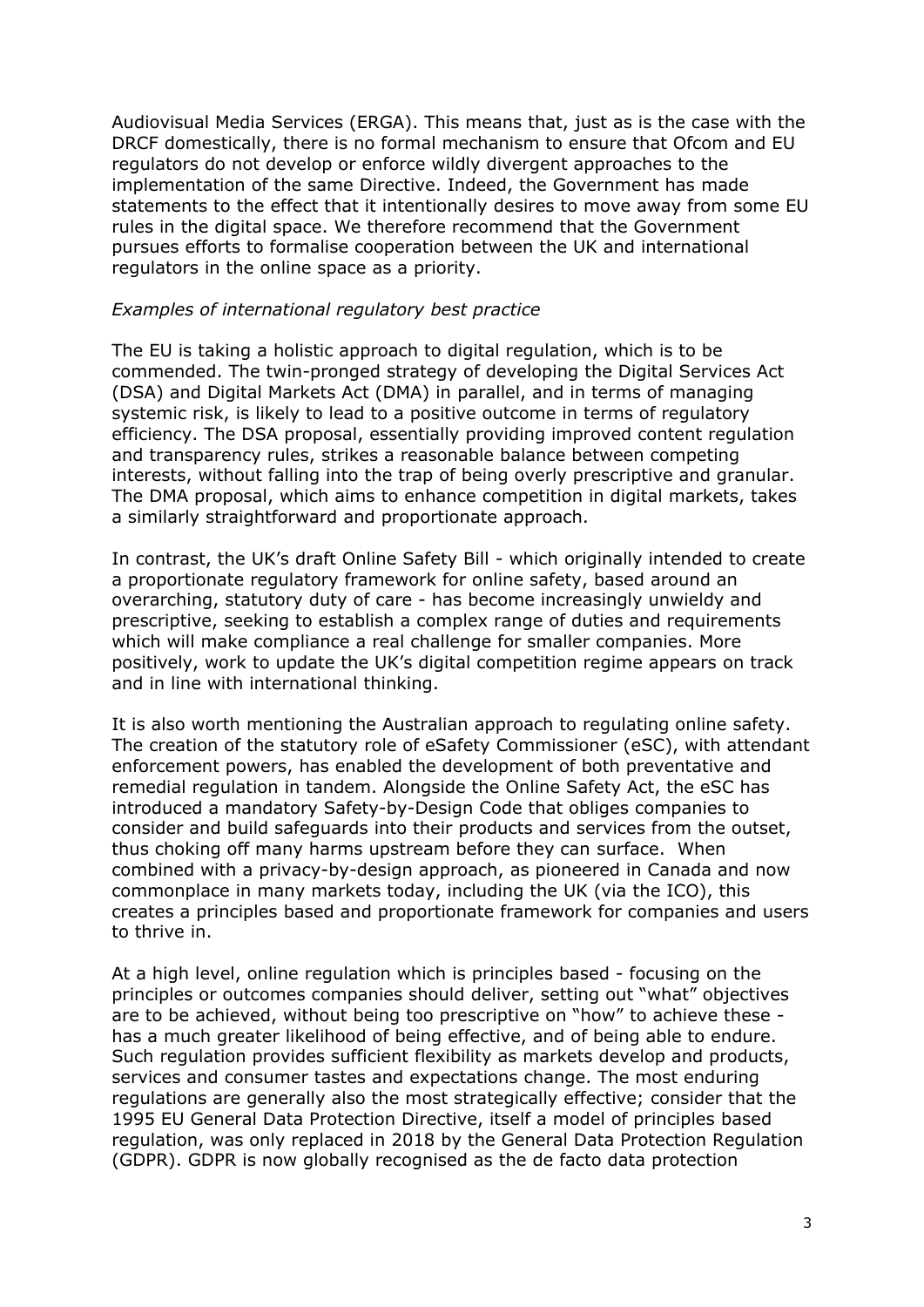Audiovisual Media Services (ERGA). This means that, just as is the case with the DRCF domestically, there is no formal mechanism to ensure that Ofcom and EU regulators do not develop or enforce wildly divergent approaches to the implementation of the same Directive. Indeed, the Government has made statements to the effect that it intentionally desires to move away from some EU rules in the digital space. We therefore recommend that the Government pursues efforts to formalise cooperation between the UK and international regulators in the online space as a priority.

*Examples of international regulatory best practice*

The EU is taking a holistic approach to digital regulation, which is to be commended. The twin-pronged strategy of developing the Digital Services Act (DSA) and Digital Markets Act (DMA) in parallel, and in terms of managing systemic risk, is likely to lead to a positive outcome in terms of regulatory efficiency. The DSA proposal, essentially providing improved content regulation and transparency rules, strikes a reasonable balance between competing interests, without falling into the trap of being overly prescriptive and granular. The DMA proposal, which aims to enhance competition in digital markets, takes a similarly straightforward and proportionate approach.

In contrast, the UK's draft Online Safety Bill - which originally intended to create a proportionate regulatory framework for online safety, based around an overarching, statutory duty of care - has become increasingly unwieldy and prescriptive, seeking to establish a complex range of duties and requirements which will make compliance a real challenge for smaller companies. More positively, work to update the UK's digital competition regime appears on track and in line with international thinking.

It is also worth mentioning the Australian approach to regulating online safety. The creation of the statutory role of eSafety Commissioner (eSC), with attendant enforcement powers, has enabled the development of both preventative and remedial regulation in tandem. Alongside the Online Safety Act, the eSC has introduced a mandatory Safety-by-Design Code that obliges companies to consider and build safeguards into their products and services from the outset, thus choking off many harms upstream before they can surface. When combined with a privacy-by-design approach, as pioneered in Canada and now commonplace in many markets today, including the UK (via the ICO), this creates a principles based and proportionate framework for companies and users to thrive in.

At a high level, online regulation which is principles based - focusing on the principles or outcomes companies should deliver, setting out "what" objectives are to be achieved, without being too prescriptive on "how" to achieve these - has a much greater likelihood of being effective, and of being able to endure. Such regulation provides sufficient flexibility as markets develop and products, services and consumer tastes and expectations change. The most enduring regulations are generally also the most strategically effective; consider that the 1995 EU General Data Protection Directive, itself a model of principles based regulation, was only replaced in 2018 by the General Data Protection Regulation (GDPR). GDPR is now globally recognised as the de facto data protection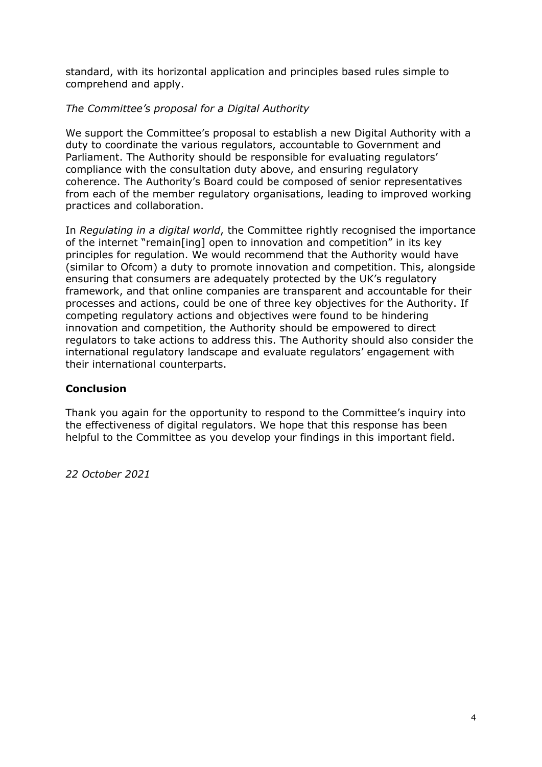standard, with its horizontal application and principles based rules simple to comprehend and apply.

*The Committee's proposal for a Digital Authority*

We support the Committee's proposal to establish a new Digital Authority with a duty to coordinate the various regulators, accountable to Government and Parliament. The Authority should be responsible for evaluating regulators' compliance with the consultation duty above, and ensuring regulatory coherence. The Authority's Board could be composed of senior representatives from each of the member regulatory organisations, leading to improved working practices and collaboration.

In *Regulating in a digital world*, the Committee rightly recognised the importance of the internet "remain[ing] open to innovation and competition" in its key principles for regulation. We would recommend that the Authority would have (similar to Ofcom) a duty to promote innovation and competition. This, alongside ensuring that consumers are adequately protected by the UK's regulatory framework, and that online companies are transparent and accountable for their processes and actions, could be one of three key objectives for the Authority. If competing regulatory actions and objectives were found to be hindering innovation and competition, the Authority should be empowered to direct regulators to take actions to address this. The Authority should also consider the international regulatory landscape and evaluate regulators' engagement with their international counterparts.

## Conclusion

Thank you again for the opportunity to respond to the Committee's inquiry into the effectiveness of digital regulators. We hope that this response has been helpful to the Committee as you develop your findings in this important field.

*22 October 2021*